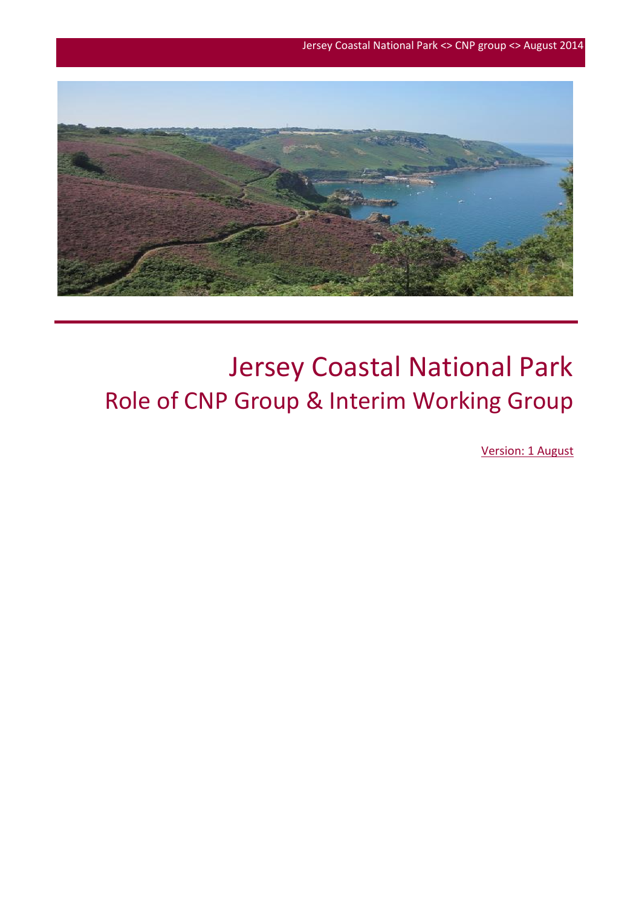# Jersey Coastal National Park

## Role of CNP Group & Interim Working Group

Version: 1 August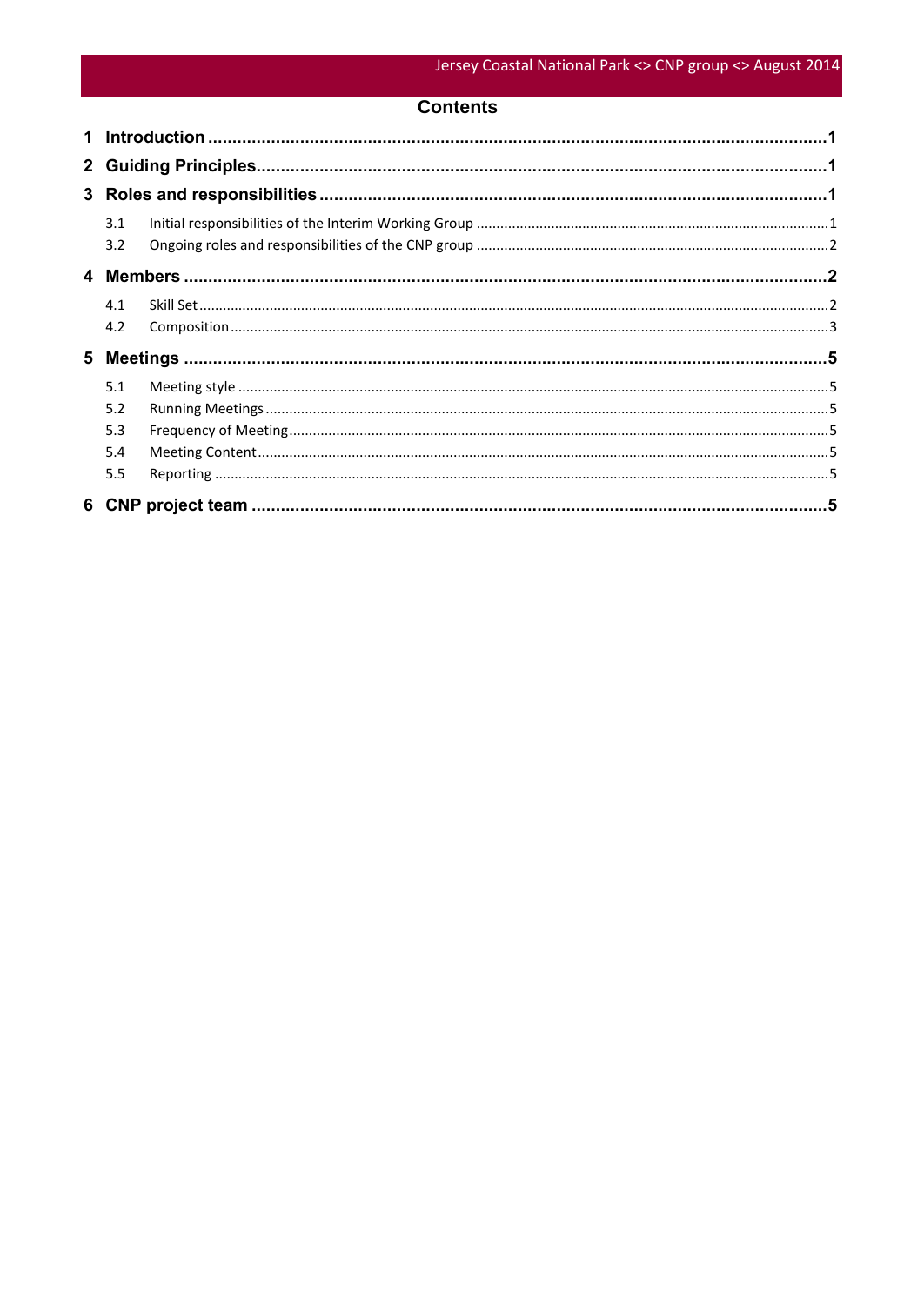# Contents

1 Introduction ..... 1

2 Guiding Principles ..... 1

3 Roles and responsibilities ..... 1

- 3.1 Initial responsibilities of the Interim Working Group ..... 1
- 3.2 Ongoing roles and responsibilities of the CNP group ..... 2

4 Members ..... 2

- 4.1 Skill Set ..... 2
- 4.2 Composition ..... 3

5 Meetings ..... 5

- 5.1 Meeting style ..... 5
- 5.2 Running Meetings ..... 5
- 5.3 Frequency of Meeting ..... 5
- 5.4 Meeting Content ..... 5
- 5.5 Reporting ..... 5

6 CNP project team ..... 5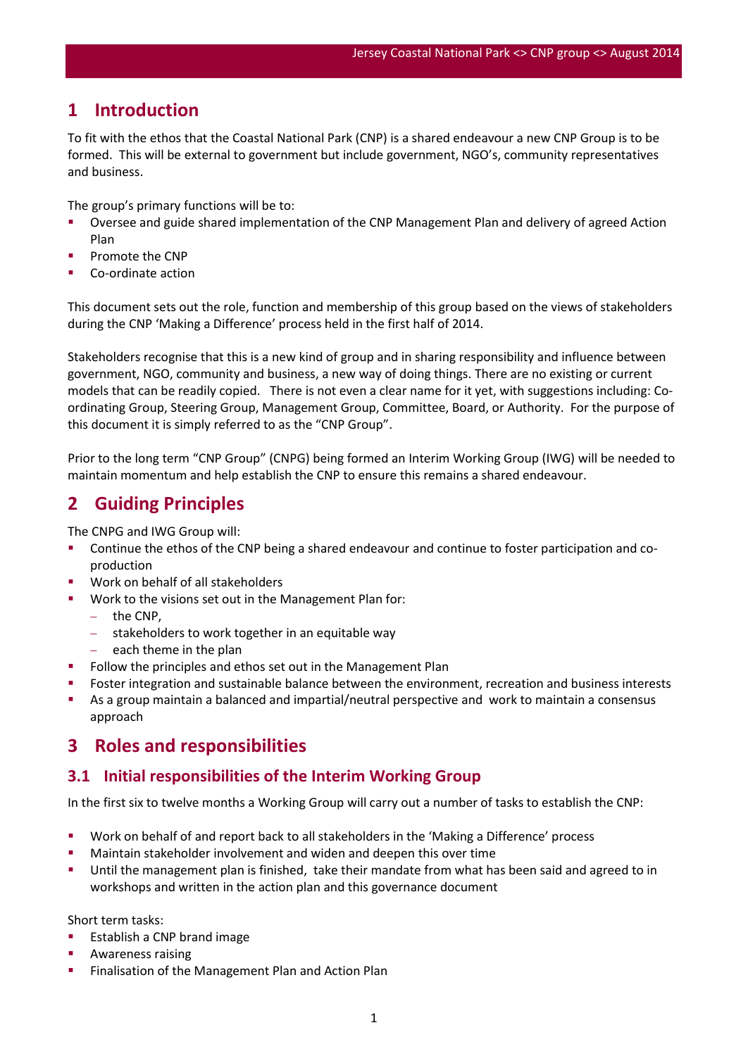# 1 Introduction

To fit with the ethos that the Coastal National Park (CNP) is a shared endeavour a new CNP Group is to be formed. This will be external to government but include government, NGO's, community representatives and business.

The group's primary functions will be to:

- Oversee and guide shared implementation of the CNP Management Plan and delivery of agreed Action Plan
- Promote the CNP
- Co-ordinate action

This document sets out the role, function and membership of this group based on the views of stakeholders during the CNP 'Making a Difference' process held in the first half of 2014.

Stakeholders recognise that this is a new kind of group and in sharing responsibility and influence between government, NGO, community and business, a new way of doing things. There are no existing or current models that can be readily copied. There is not even a clear name for it yet, with suggestions including: Co-ordinating Group, Steering Group, Management Group, Committee, Board, or Authority. For the purpose of this document it is simply referred to as the "CNP Group".

Prior to the long term "CNP Group" (CNPG) being formed an Interim Working Group (IWG) will be needed to maintain momentum and help establish the CNP to ensure this remains a shared endeavour.

# 2 Guiding Principles

The CNPG and IWG Group will:

- Continue the ethos of the CNP being a shared endeavour and continue to foster participation and co-production
- Work on behalf of all stakeholders
- Work to the visions set out in the Management Plan for:
  - the CNP,
  - stakeholders to work together in an equitable way
  - each theme in the plan
- Follow the principles and ethos set out in the Management Plan
- Foster integration and sustainable balance between the environment, recreation and business interests
- As a group maintain a balanced and impartial/neutral perspective and work to maintain a consensus approach

# 3 Roles and responsibilities

## 3.1 Initial responsibilities of the Interim Working Group

In the first six to twelve months a Working Group will carry out a number of tasks to establish the CNP:

- Work on behalf of and report back to all stakeholders in the 'Making a Difference' process
- Maintain stakeholder involvement and widen and deepen this over time
- Until the management plan is finished, take their mandate from what has been said and agreed to in workshops and written in the action plan and this governance document

Short term tasks:

- Establish a CNP brand image
- Awareness raising
- Finalisation of the Management Plan and Action Plan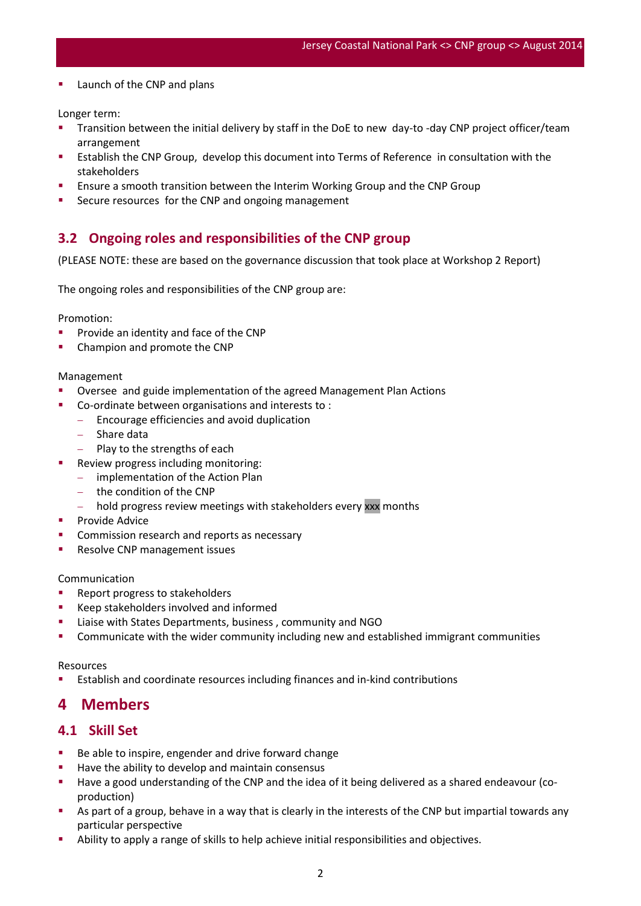- Launch of the CNP and plans

Longer term:

- Transition between the initial delivery by staff in the DoE to new day-to -day CNP project officer/team arrangement
- Establish the CNP Group, develop this document into Terms of Reference in consultation with the stakeholders
- Ensure a smooth transition between the Interim Working Group and the CNP Group
- Secure resources for the CNP and ongoing management

## 3.2 Ongoing roles and responsibilities of the CNP group

(PLEASE NOTE: these are based on the governance discussion that took place at Workshop 2 Report)

The ongoing roles and responsibilities of the CNP group are:

Promotion:

- Provide an identity and face of the CNP
- Champion and promote the CNP

Management

- Oversee and guide implementation of the agreed Management Plan Actions
- Co-ordinate between organisations and interests to :
  - Encourage efficiencies and avoid duplication
  - Share data
  - Play to the strengths of each
- Review progress including monitoring:
  - implementation of the Action Plan
  - the condition of the CNP
  - hold progress review meetings with stakeholders every xxx months
- Provide Advice
- Commission research and reports as necessary
- Resolve CNP management issues

Communication

- Report progress to stakeholders
- Keep stakeholders involved and informed
- Liaise with States Departments, business , community and NGO
- Communicate with the wider community including new and established immigrant communities

Resources

- Establish and coordinate resources including finances and in-kind contributions

# 4 Members

## 4.1 Skill Set

- Be able to inspire, engender and drive forward change
- Have the ability to develop and maintain consensus
- Have a good understanding of the CNP and the idea of it being delivered as a shared endeavour (co-production)
- As part of a group, behave in a way that is clearly in the interests of the CNP but impartial towards any particular perspective
- Ability to apply a range of skills to help achieve initial responsibilities and objectives.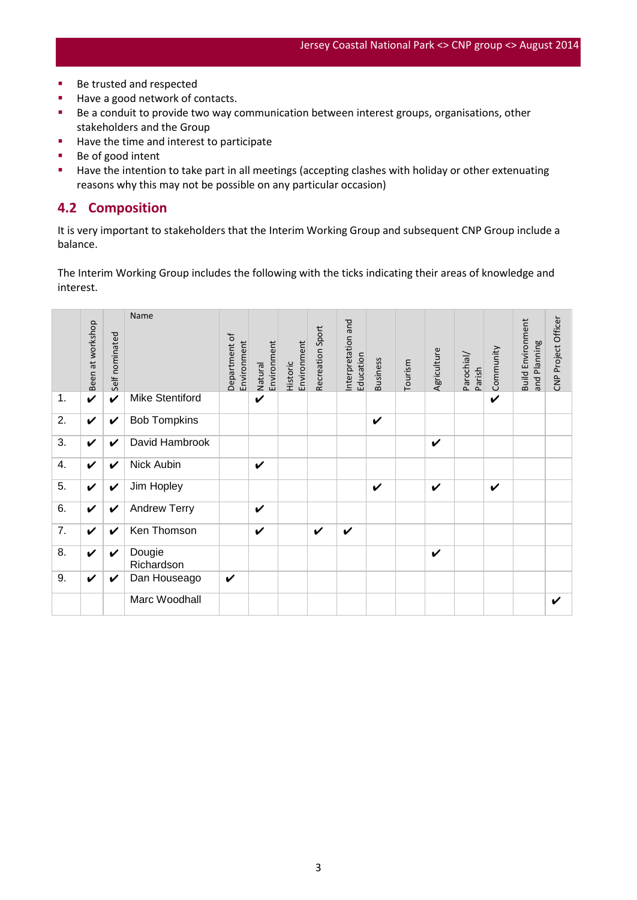- Be trusted and respected
- Have a good network of contacts.
- Be a conduit to provide two way communication between interest groups, organisations, other stakeholders and the Group
- Have the time and interest to participate
- Be of good intent
- Have the intention to take part in all meetings (accepting clashes with holiday or other extenuating reasons why this may not be possible on any particular occasion)

## 4.2 Composition

It is very important to stakeholders that the Interim Working Group and subsequent CNP Group include a balance.

The Interim Working Group includes the following with the ticks indicating their areas of knowledge and interest.

| | Been at workshop | Self nominated | Name | Department of Environment | Natural Environment | Historic Environment | Recreation Sport | Interpretation and Education | Business | Tourism | Agriculture | Parochial/ Parish | Community | Build Environment and Planning | CNP Project Officer |
|---|---|---|---|---|---|---|---|---|---|---|---|---|---|---|---|
| 1. | ✔ | ✔ | Mike Stentiford | | ✔ | | | | | | | | ✔ | | |
| 2. | ✔ | ✔ | Bob Tompkins | | | | | | ✔ | | | | | | |
| 3. | ✔ | ✔ | David Hambrook | | | | | | | | ✔ | | | | |
| 4. | ✔ | ✔ | Nick Aubin | | ✔ | | | | | | | | | | |
| 5. | ✔ | ✔ | Jim Hopley | | | | | | ✔ | | ✔ | | ✔ | | |
| 6. | ✔ | ✔ | Andrew Terry | | ✔ | | | | | | | | | | |
| 7. | ✔ | ✔ | Ken Thomson | | ✔ | | ✔ | ✔ | | | | | | | |
| 8. | ✔ | ✔ | Dougie Richardson | | | | | | | | ✔ | | | | |
| 9. | ✔ | ✔ | Dan Houseago | ✔ | | | | | | | | | | | |
| | | | Marc Woodhall | | | | | | | | | | | | ✔ |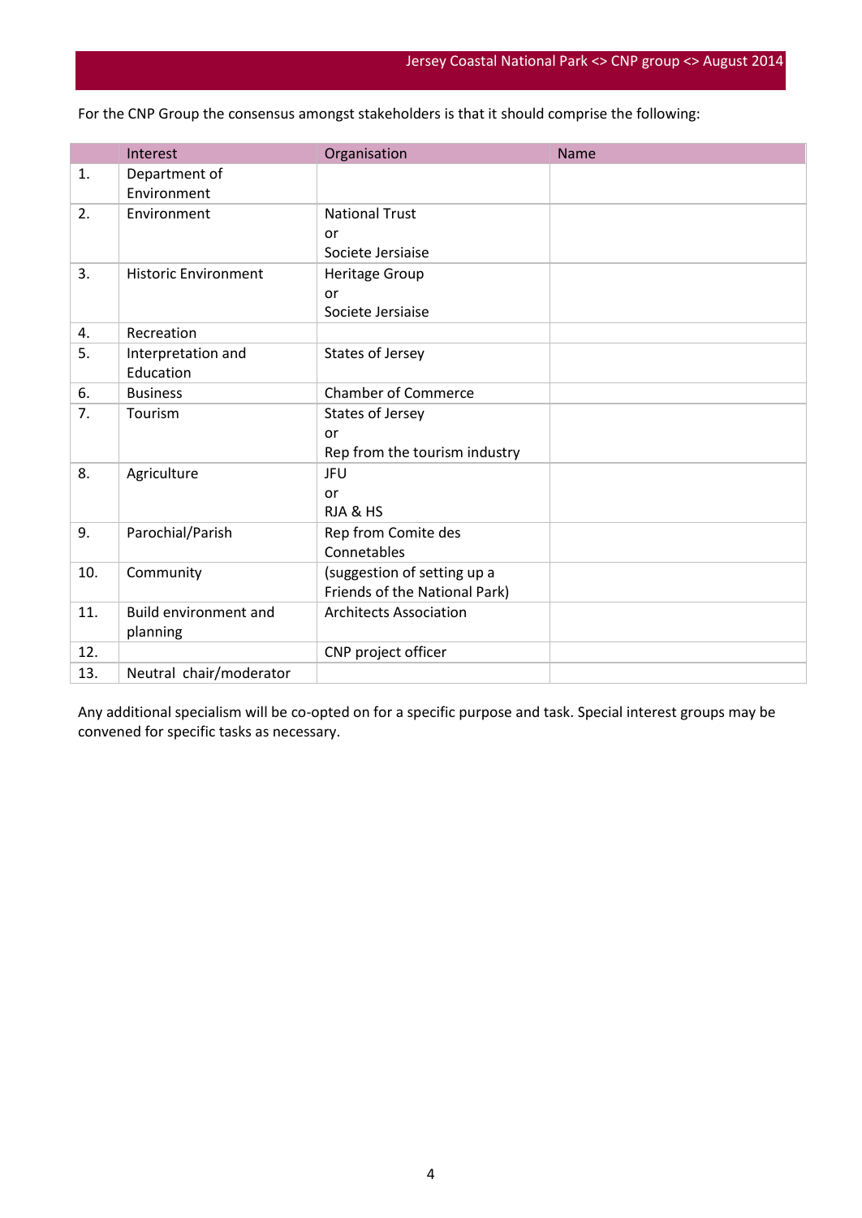For the CNP Group the consensus amongst stakeholders is that it should comprise the following:

| | Interest | Organisation | Name |
|---|---|---|---|
| 1. | Department of Environment | | |
| 2. | Environment | National Trust<br>or<br>Societe Jersiaise | |
| 3. | Historic Environment | Heritage Group<br>or<br>Societe Jersiaise | |
| 4. | Recreation | | |
| 5. | Interpretation and Education | States of Jersey | |
| 6. | Business | Chamber of Commerce | |
| 7. | Tourism | States of Jersey<br>or<br>Rep from the tourism industry | |
| 8. | Agriculture | JFU<br>or<br>RJA & HS | |
| 9. | Parochial/Parish | Rep from Comite des Connetables | |
| 10. | Community | (suggestion of setting up a Friends of the National Park) | |
| 11. | Build environment and planning | Architects Association | |
| 12. | | CNP project officer | |
| 13. | Neutral chair/moderator | | |

Any additional specialism will be co-opted on for a specific purpose and task. Special interest groups may be convened for specific tasks as necessary.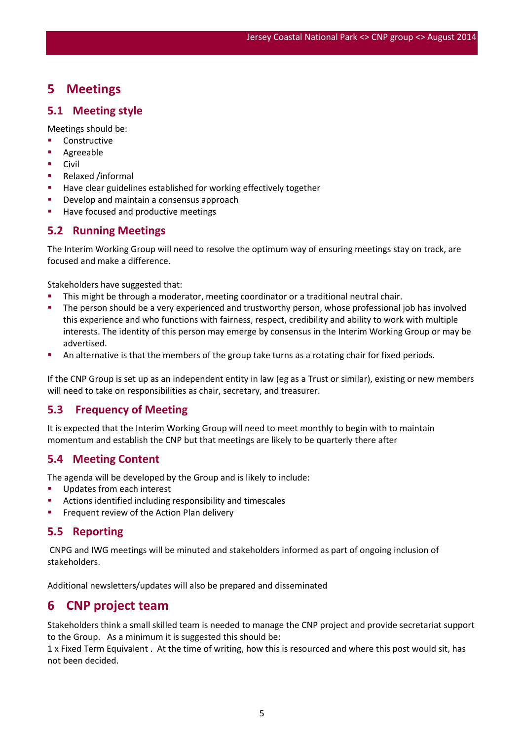# 5 Meetings

## 5.1 Meeting style

Meetings should be:

- Constructive
- Agreeable
- Civil
- Relaxed /informal
- Have clear guidelines established for working effectively together
- Develop and maintain a consensus approach
- Have focused and productive meetings

## 5.2 Running Meetings

The Interim Working Group will need to resolve the optimum way of ensuring meetings stay on track, are focused and make a difference.

Stakeholders have suggested that:

- This might be through a moderator, meeting coordinator or a traditional neutral chair.
- The person should be a very experienced and trustworthy person, whose professional job has involved this experience and who functions with fairness, respect, credibility and ability to work with multiple interests. The identity of this person may emerge by consensus in the Interim Working Group or may be advertised.
- An alternative is that the members of the group take turns as a rotating chair for fixed periods.

If the CNP Group is set up as an independent entity in law (eg as a Trust or similar), existing or new members will need to take on responsibilities as chair, secretary, and treasurer.

## 5.3 Frequency of Meeting

It is expected that the Interim Working Group will need to meet monthly to begin with to maintain momentum and establish the CNP but that meetings are likely to be quarterly there after

## 5.4 Meeting Content

The agenda will be developed by the Group and is likely to include:

- Updates from each interest
- Actions identified including responsibility and timescales
- Frequent review of the Action Plan delivery

## 5.5 Reporting

CNPG and IWG meetings will be minuted and stakeholders informed as part of ongoing inclusion of stakeholders.

Additional newsletters/updates will also be prepared and disseminated

# 6 CNP project team

Stakeholders think a small skilled team is needed to manage the CNP project and provide secretariat support to the Group. As a minimum it is suggested this should be:

1 x Fixed Term Equivalent . At the time of writing, how this is resourced and where this post would sit, has not been decided.